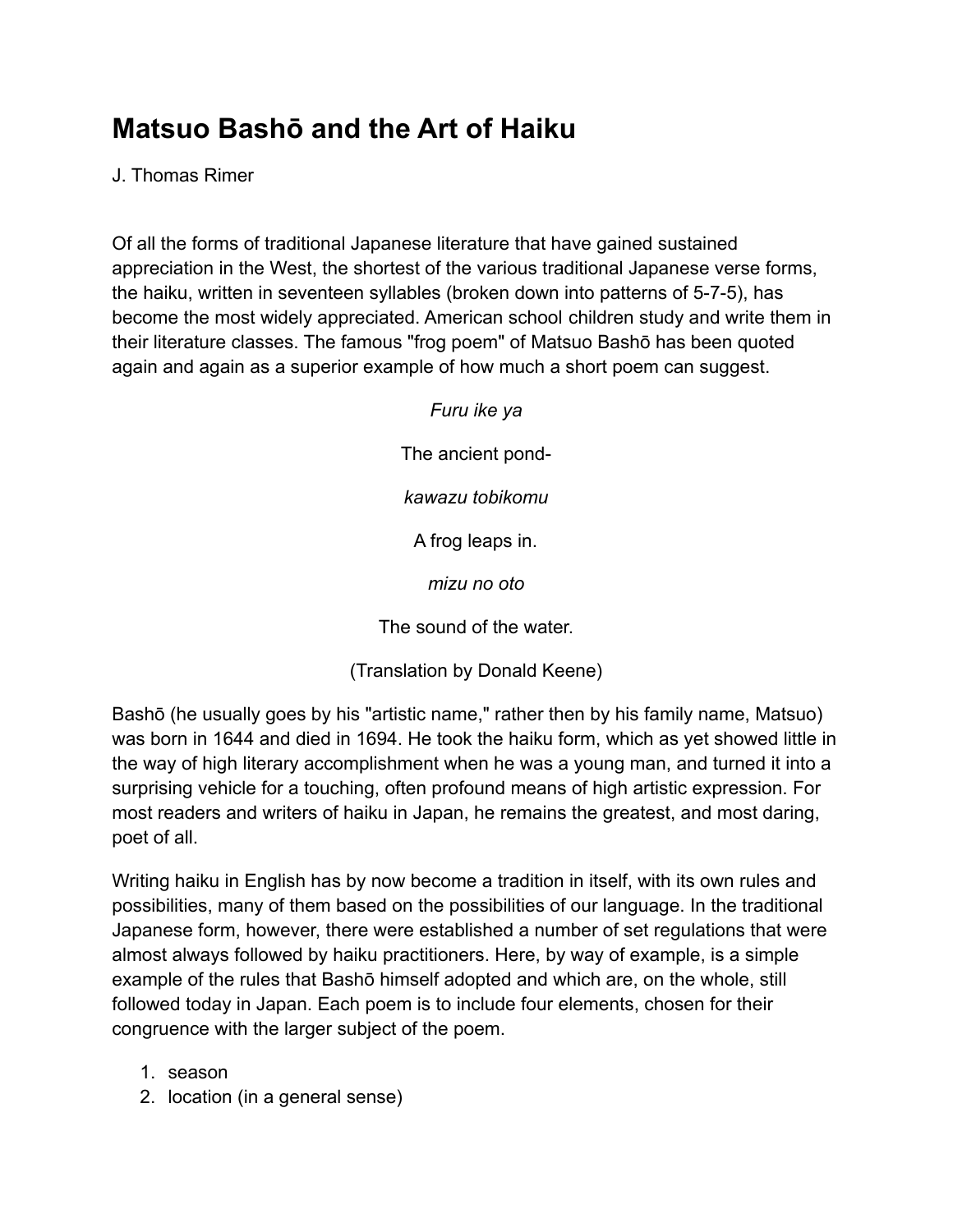# Matsuo Bashō and the Art of Haiku

J. Thomas Rimer

Of all the forms of traditional Japanese literature that have gained sustained appreciation in the West, the shortest of the various traditional Japanese verse forms, the haiku, written in seventeen syllables (broken down into patterns of 5-7-5), has become the most widely appreciated. American school children study and write them in their literature classes. The famous "frog poem" of Matsuo Bashō has been quoted again and again as a superior example of how much a short poem can suggest.

*Furu ike ya*

The ancient pond-

*kawazu tobikomu*

A frog leaps in.

*mizu no oto*

The sound of the water.

(Translation by Donald Keene)

Bashō (he usually goes by his "artistic name," rather then by his family name, Matsuo) was born in 1644 and died in 1694. He took the haiku form, which as yet showed little in the way of high literary accomplishment when he was a young man, and turned it into a surprising vehicle for a touching, often profound means of high artistic expression. For most readers and writers of haiku in Japan, he remains the greatest, and most daring, poet of all.

Writing haiku in English has by now become a tradition in itself, with its own rules and possibilities, many of them based on the possibilities of our language. In the traditional Japanese form, however, there were established a number of set regulations that were almost always followed by haiku practitioners. Here, by way of example, is a simple example of the rules that Bashō himself adopted and which are, on the whole, still followed today in Japan. Each poem is to include four elements, chosen for their congruence with the larger subject of the poem.

1. season
2. location (in a general sense)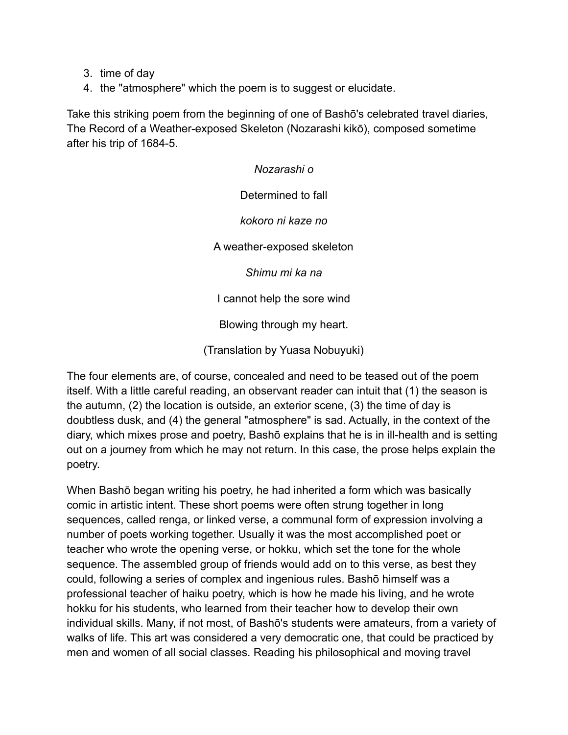3. time of day
4. the "atmosphere" which the poem is to suggest or elucidate.

Take this striking poem from the beginning of one of Bashō's celebrated travel diaries, The Record of a Weather-exposed Skeleton (Nozarashi kikō), composed sometime after his trip of 1684-5.

*Nozarashi o*

Determined to fall

*kokoro ni kaze no*

A weather-exposed skeleton

*Shimu mi ka na*

I cannot help the sore wind

Blowing through my heart.

(Translation by Yuasa Nobuyuki)

The four elements are, of course, concealed and need to be teased out of the poem itself. With a little careful reading, an observant reader can intuit that (1) the season is the autumn, (2) the location is outside, an exterior scene, (3) the time of day is doubtless dusk, and (4) the general "atmosphere" is sad. Actually, in the context of the diary, which mixes prose and poetry, Bashō explains that he is in ill-health and is setting out on a journey from which he may not return. In this case, the prose helps explain the poetry.

When Bashō began writing his poetry, he had inherited a form which was basically comic in artistic intent. These short poems were often strung together in long sequences, called renga, or linked verse, a communal form of expression involving a number of poets working together. Usually it was the most accomplished poet or teacher who wrote the opening verse, or hokku, which set the tone for the whole sequence. The assembled group of friends would add on to this verse, as best they could, following a series of complex and ingenious rules. Bashō himself was a professional teacher of haiku poetry, which is how he made his living, and he wrote hokku for his students, who learned from their teacher how to develop their own individual skills. Many, if not most, of Bashō's students were amateurs, from a variety of walks of life. This art was considered a very democratic one, that could be practiced by men and women of all social classes. Reading his philosophical and moving travel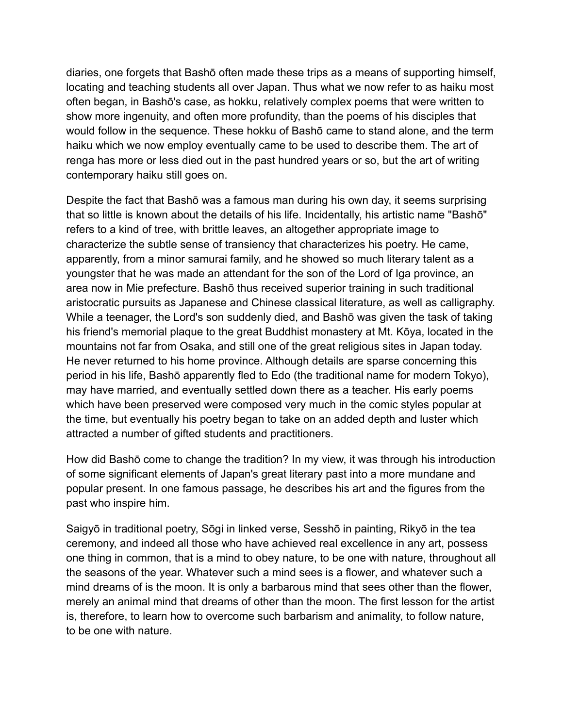diaries, one forgets that Bashō often made these trips as a means of supporting himself, locating and teaching students all over Japan. Thus what we now refer to as haiku most often began, in Bashō's case, as hokku, relatively complex poems that were written to show more ingenuity, and often more profundity, than the poems of his disciples that would follow in the sequence. These hokku of Bashō came to stand alone, and the term haiku which we now employ eventually came to be used to describe them. The art of renga has more or less died out in the past hundred years or so, but the art of writing contemporary haiku still goes on.

Despite the fact that Bashō was a famous man during his own day, it seems surprising that so little is known about the details of his life. Incidentally, his artistic name "Bashō" refers to a kind of tree, with brittle leaves, an altogether appropriate image to characterize the subtle sense of transiency that characterizes his poetry. He came, apparently, from a minor samurai family, and he showed so much literary talent as a youngster that he was made an attendant for the son of the Lord of Iga province, an area now in Mie prefecture. Bashō thus received superior training in such traditional aristocratic pursuits as Japanese and Chinese classical literature, as well as calligraphy. While a teenager, the Lord's son suddenly died, and Bashō was given the task of taking his friend's memorial plaque to the great Buddhist monastery at Mt. Kōya, located in the mountains not far from Osaka, and still one of the great religious sites in Japan today. He never returned to his home province. Although details are sparse concerning this period in his life, Bashō apparently fled to Edo (the traditional name for modern Tokyo), may have married, and eventually settled down there as a teacher. His early poems which have been preserved were composed very much in the comic styles popular at the time, but eventually his poetry began to take on an added depth and luster which attracted a number of gifted students and practitioners.

How did Bashō come to change the tradition? In my view, it was through his introduction of some significant elements of Japan's great literary past into a more mundane and popular present. In one famous passage, he describes his art and the figures from the past who inspire him.

Saigyō in traditional poetry, Sōgi in linked verse, Sesshō in painting, Rikyō in the tea ceremony, and indeed all those who have achieved real excellence in any art, possess one thing in common, that is a mind to obey nature, to be one with nature, throughout all the seasons of the year. Whatever such a mind sees is a flower, and whatever such a mind dreams of is the moon. It is only a barbarous mind that sees other than the flower, merely an animal mind that dreams of other than the moon. The first lesson for the artist is, therefore, to learn how to overcome such barbarism and animality, to follow nature, to be one with nature.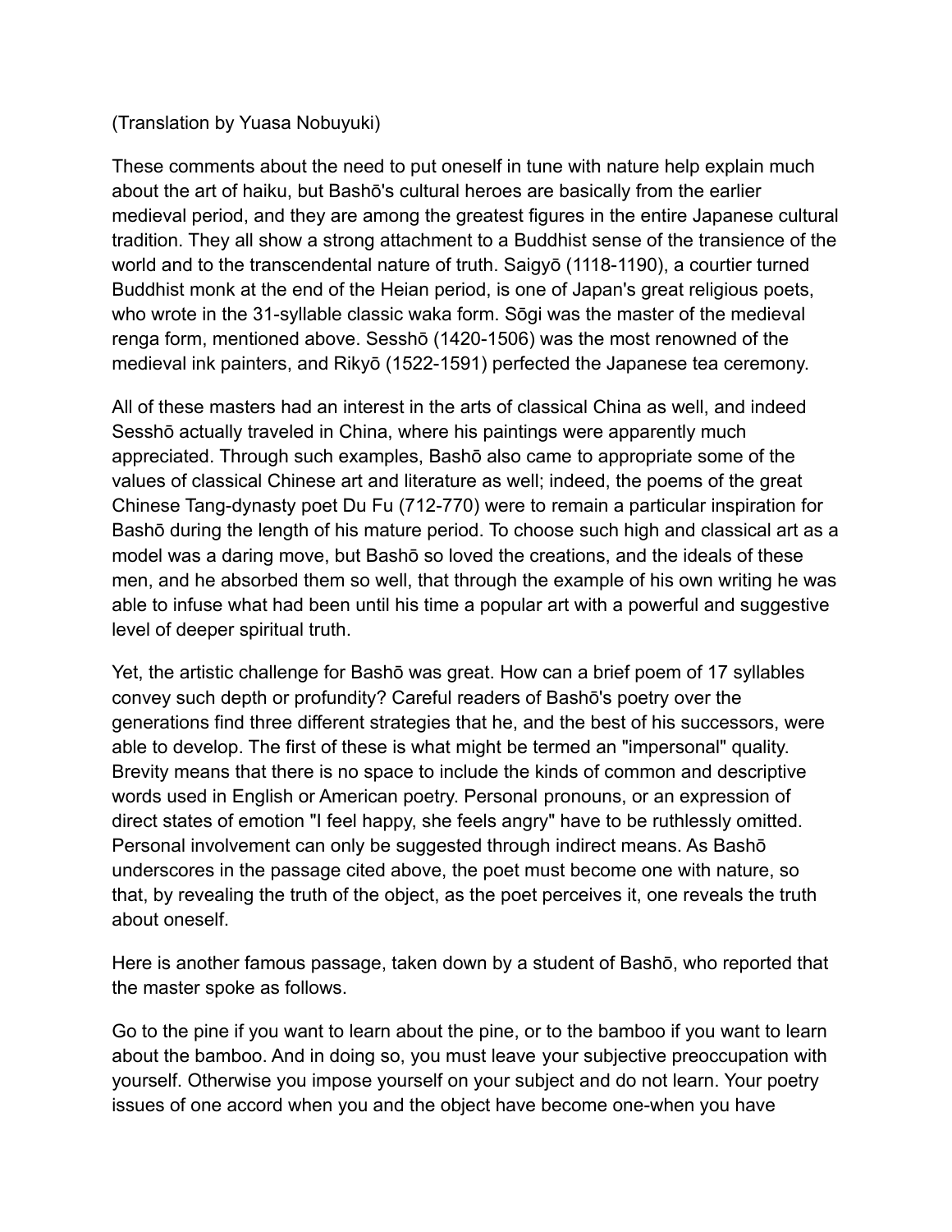(Translation by Yuasa Nobuyuki)

These comments about the need to put oneself in tune with nature help explain much about the art of haiku, but Bashō's cultural heroes are basically from the earlier medieval period, and they are among the greatest figures in the entire Japanese cultural tradition. They all show a strong attachment to a Buddhist sense of the transience of the world and to the transcendental nature of truth. Saigyō (1118-1190), a courtier turned Buddhist monk at the end of the Heian period, is one of Japan's great religious poets, who wrote in the 31-syllable classic waka form. Sōgi was the master of the medieval renga form, mentioned above. Sesshō (1420-1506) was the most renowned of the medieval ink painters, and Rikyō (1522-1591) perfected the Japanese tea ceremony.

All of these masters had an interest in the arts of classical China as well, and indeed Sesshō actually traveled in China, where his paintings were apparently much appreciated. Through such examples, Bashō also came to appropriate some of the values of classical Chinese art and literature as well; indeed, the poems of the great Chinese Tang-dynasty poet Du Fu (712-770) were to remain a particular inspiration for Bashō during the length of his mature period. To choose such high and classical art as a model was a daring move, but Bashō so loved the creations, and the ideals of these men, and he absorbed them so well, that through the example of his own writing he was able to infuse what had been until his time a popular art with a powerful and suggestive level of deeper spiritual truth.

Yet, the artistic challenge for Bashō was great. How can a brief poem of 17 syllables convey such depth or profundity? Careful readers of Bashō's poetry over the generations find three different strategies that he, and the best of his successors, were able to develop. The first of these is what might be termed an "impersonal" quality. Brevity means that there is no space to include the kinds of common and descriptive words used in English or American poetry. Personal pronouns, or an expression of direct states of emotion "I feel happy, she feels angry" have to be ruthlessly omitted. Personal involvement can only be suggested through indirect means. As Bashō underscores in the passage cited above, the poet must become one with nature, so that, by revealing the truth of the object, as the poet perceives it, one reveals the truth about oneself.

Here is another famous passage, taken down by a student of Bashō, who reported that the master spoke as follows.

Go to the pine if you want to learn about the pine, or to the bamboo if you want to learn about the bamboo. And in doing so, you must leave your subjective preoccupation with yourself. Otherwise you impose yourself on your subject and do not learn. Your poetry issues of one accord when you and the object have become one-when you have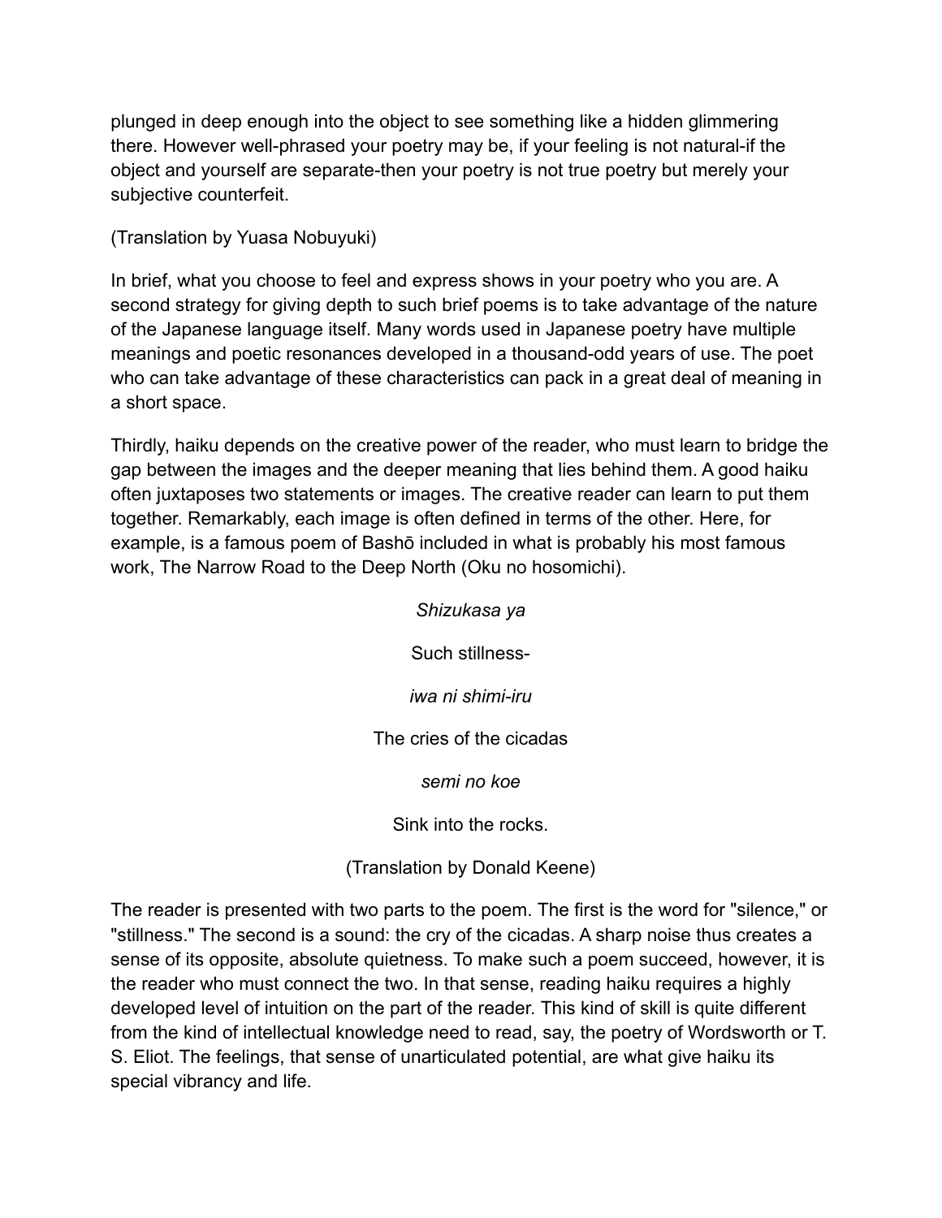plunged in deep enough into the object to see something like a hidden glimmering there. However well-phrased your poetry may be, if your feeling is not natural-if the object and yourself are separate-then your poetry is not true poetry but merely your subjective counterfeit.

(Translation by Yuasa Nobuyuki)

In brief, what you choose to feel and express shows in your poetry who you are. A second strategy for giving depth to such brief poems is to take advantage of the nature of the Japanese language itself. Many words used in Japanese poetry have multiple meanings and poetic resonances developed in a thousand-odd years of use. The poet who can take advantage of these characteristics can pack in a great deal of meaning in a short space.

Thirdly, haiku depends on the creative power of the reader, who must learn to bridge the gap between the images and the deeper meaning that lies behind them. A good haiku often juxtaposes two statements or images. The creative reader can learn to put them together. Remarkably, each image is often defined in terms of the other. Here, for example, is a famous poem of Bashō included in what is probably his most famous work, The Narrow Road to the Deep North (Oku no hosomichi).

*Shizukasa ya*

Such stillness-

*iwa ni shimi-iru*

The cries of the cicadas

*semi no koe*

Sink into the rocks.

(Translation by Donald Keene)

The reader is presented with two parts to the poem. The first is the word for "silence," or "stillness." The second is a sound: the cry of the cicadas. A sharp noise thus creates a sense of its opposite, absolute quietness. To make such a poem succeed, however, it is the reader who must connect the two. In that sense, reading haiku requires a highly developed level of intuition on the part of the reader. This kind of skill is quite different from the kind of intellectual knowledge need to read, say, the poetry of Wordsworth or T. S. Eliot. The feelings, that sense of unarticulated potential, are what give haiku its special vibrancy and life.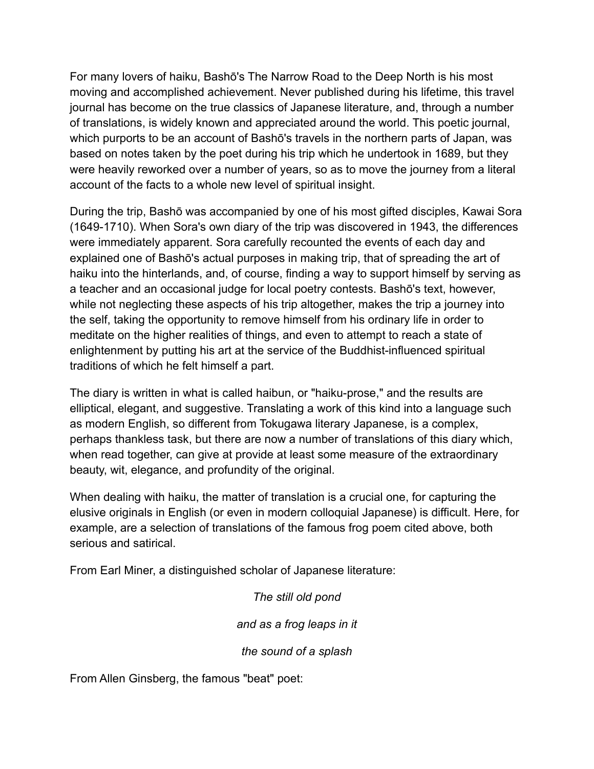For many lovers of haiku, Bashō's The Narrow Road to the Deep North is his most moving and accomplished achievement. Never published during his lifetime, this travel journal has become on the true classics of Japanese literature, and, through a number of translations, is widely known and appreciated around the world. This poetic journal, which purports to be an account of Bashō's travels in the northern parts of Japan, was based on notes taken by the poet during his trip which he undertook in 1689, but they were heavily reworked over a number of years, so as to move the journey from a literal account of the facts to a whole new level of spiritual insight.

During the trip, Bashō was accompanied by one of his most gifted disciples, Kawai Sora (1649-1710). When Sora's own diary of the trip was discovered in 1943, the differences were immediately apparent. Sora carefully recounted the events of each day and explained one of Bashō's actual purposes in making trip, that of spreading the art of haiku into the hinterlands, and, of course, finding a way to support himself by serving as a teacher and an occasional judge for local poetry contests. Bashō's text, however, while not neglecting these aspects of his trip altogether, makes the trip a journey into the self, taking the opportunity to remove himself from his ordinary life in order to meditate on the higher realities of things, and even to attempt to reach a state of enlightenment by putting his art at the service of the Buddhist-influenced spiritual traditions of which he felt himself a part.

The diary is written in what is called haibun, or "haiku-prose," and the results are elliptical, elegant, and suggestive. Translating a work of this kind into a language such as modern English, so different from Tokugawa literary Japanese, is a complex, perhaps thankless task, but there are now a number of translations of this diary which, when read together, can give at provide at least some measure of the extraordinary beauty, wit, elegance, and profundity of the original.

When dealing with haiku, the matter of translation is a crucial one, for capturing the elusive originals in English (or even in modern colloquial Japanese) is difficult. Here, for example, are a selection of translations of the famous frog poem cited above, both serious and satirical.

From Earl Miner, a distinguished scholar of Japanese literature:

*The still old pond*

*and as a frog leaps in it*

*the sound of a splash*

From Allen Ginsberg, the famous "beat" poet: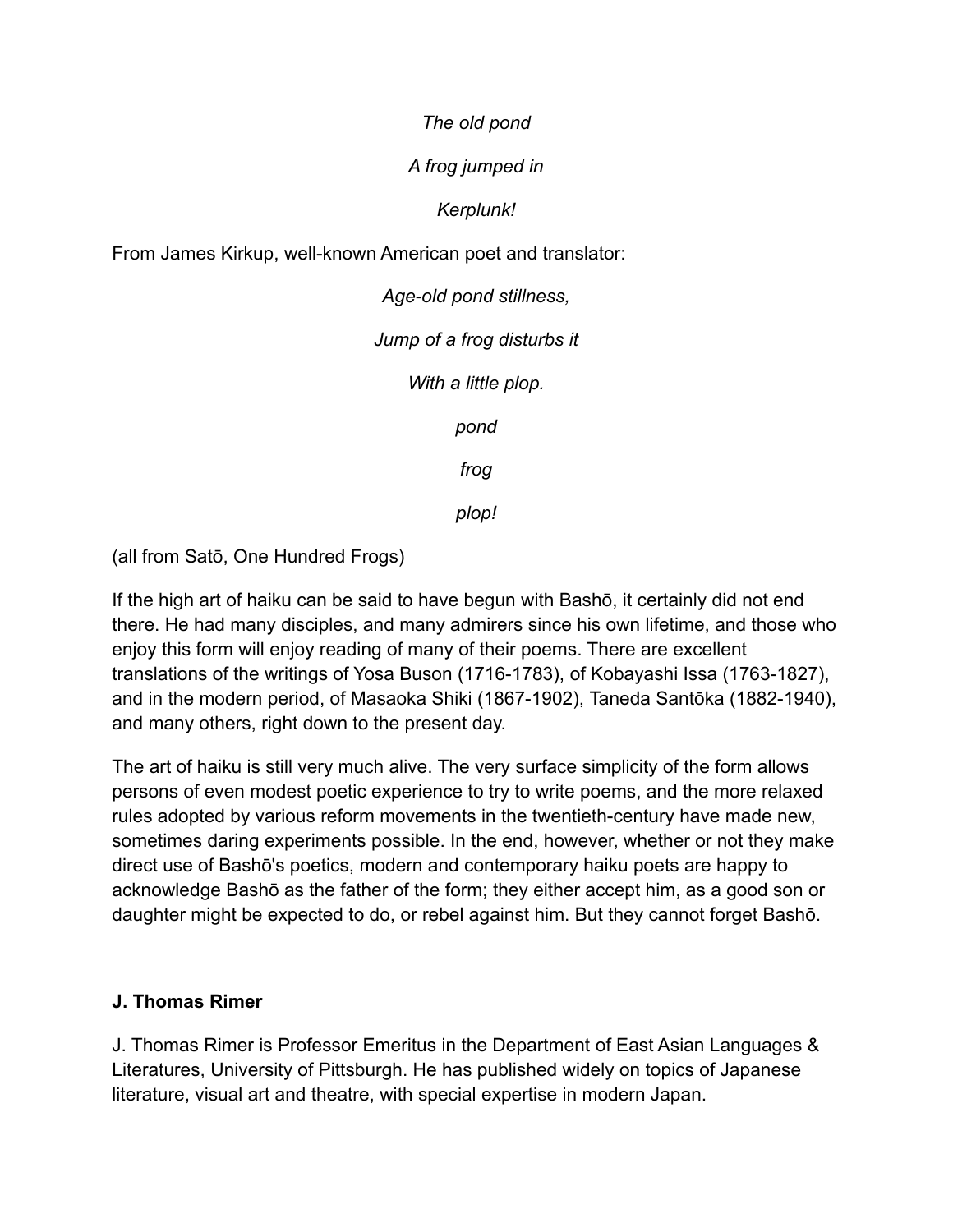*The old pond*

*A frog jumped in*

*Kerplunk!*

From James Kirkup, well-known American poet and translator:

*Age-old pond stillness,*

*Jump of a frog disturbs it*

*With a little plop.*

*pond*

*frog*

*plop!*

(all from Satō, One Hundred Frogs)

If the high art of haiku can be said to have begun with Bashō, it certainly did not end there. He had many disciples, and many admirers since his own lifetime, and those who enjoy this form will enjoy reading of many of their poems. There are excellent translations of the writings of Yosa Buson (1716-1783), of Kobayashi Issa (1763-1827), and in the modern period, of Masaoka Shiki (1867-1902), Taneda Santōka (1882-1940), and many others, right down to the present day.

The art of haiku is still very much alive. The very surface simplicity of the form allows persons of even modest poetic experience to try to write poems, and the more relaxed rules adopted by various reform movements in the twentieth-century have made new, sometimes daring experiments possible. In the end, however, whether or not they make direct use of Bashō's poetics, modern and contemporary haiku poets are happy to acknowledge Bashō as the father of the form; they either accept him, as a good son or daughter might be expected to do, or rebel against him. But they cannot forget Bashō.

---

**J. Thomas Rimer**

J. Thomas Rimer is Professor Emeritus in the Department of East Asian Languages & Literatures, University of Pittsburgh. He has published widely on topics of Japanese literature, visual art and theatre, with special expertise in modern Japan.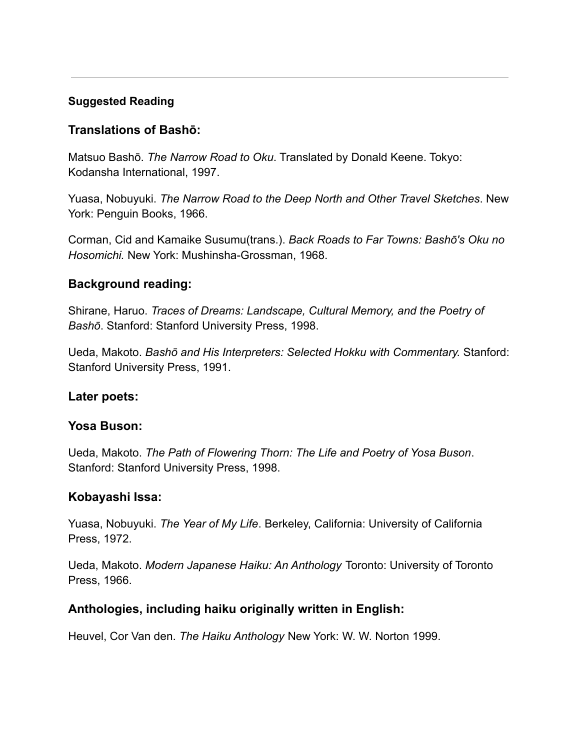---

**Suggested Reading**

### Translations of Bashō:

Matsuo Bashō. *The Narrow Road to Oku*. Translated by Donald Keene. Tokyo: Kodansha International, 1997.

Yuasa, Nobuyuki. *The Narrow Road to the Deep North and Other Travel Sketches*. New York: Penguin Books, 1966.

Corman, Cid and Kamaike Susumu(trans.). *Back Roads to Far Towns: Bashō's Oku no Hosomichi.* New York: Mushinsha-Grossman, 1968.

### Background reading:

Shirane, Haruo. *Traces of Dreams: Landscape, Cultural Memory, and the Poetry of Bashō*. Stanford: Stanford University Press, 1998.

Ueda, Makoto. *Bashō and His Interpreters: Selected Hokku with Commentary.* Stanford: Stanford University Press, 1991.

### Later poets:

### Yosa Buson:

Ueda, Makoto. *The Path of Flowering Thorn: The Life and Poetry of Yosa Buson*. Stanford: Stanford University Press, 1998.

### Kobayashi Issa:

Yuasa, Nobuyuki. *The Year of My Life*. Berkeley, California: University of California Press, 1972.

Ueda, Makoto. *Modern Japanese Haiku: An Anthology* Toronto: University of Toronto Press, 1966.

### Anthologies, including haiku originally written in English:

Heuvel, Cor Van den. *The Haiku Anthology* New York: W. W. Norton 1999.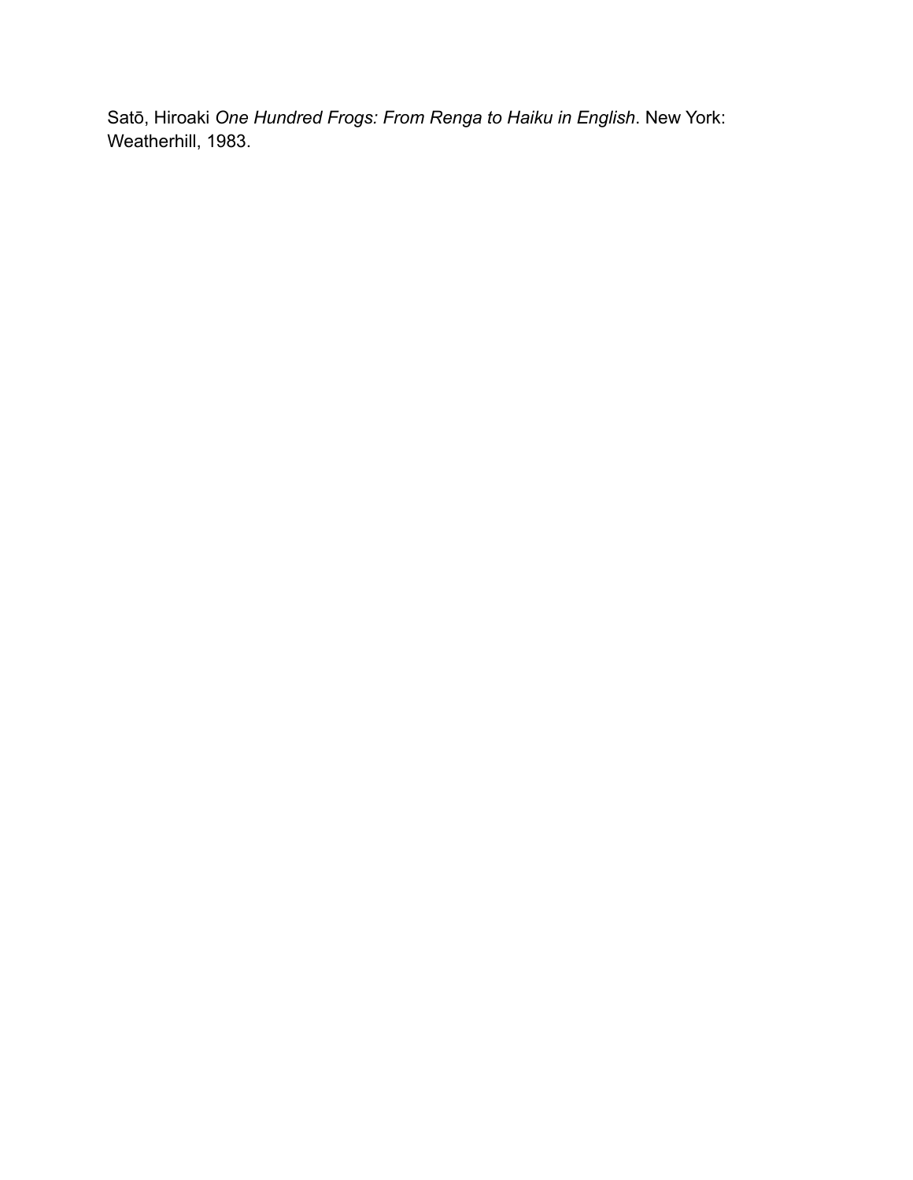Satō, Hiroaki *One Hundred Frogs: From Renga to Haiku in English*. New York: Weatherhill, 1983.